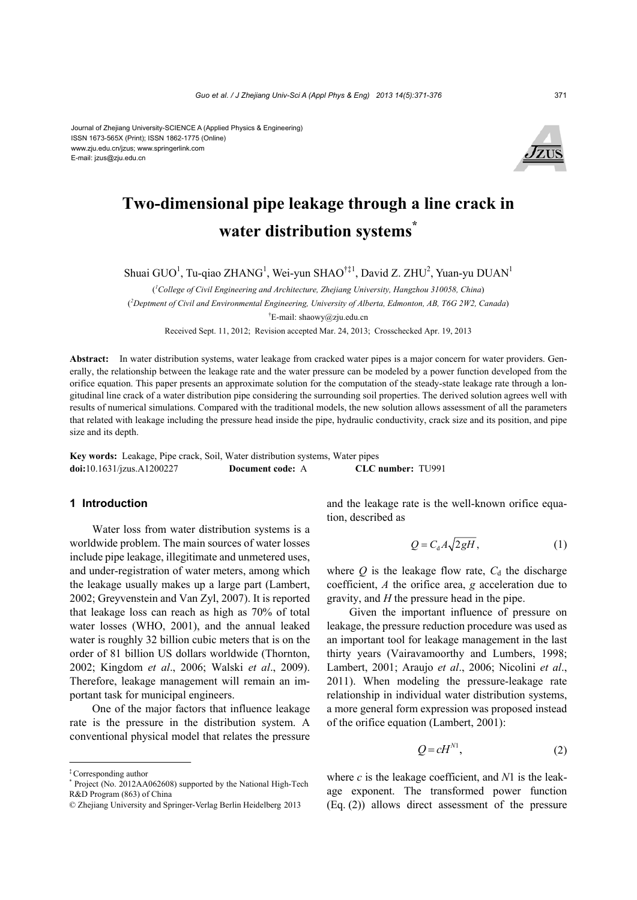Journal of Zhejiang University-SCIENCE A (Applied Physics & Engineering)
ISSN 1673-565X (Print); ISSN 1862-1775 (Online)
www.zju.edu.cn/jzus; www.springerlink.com
E-mail: jzus@zju.edu.cn

# Two-dimensional pipe leakage through a line crack in water distribution systems*

Shuai GUO[1], Tu-qiao ZHANG[1], Wei-yun SHAO[†‡1], David Z. ZHU[2], Yuan-yu DUAN[1]

([1]*College of Civil Engineering and Architecture, Zhejiang University, Hangzhou 310058, China*)

([2]*Deptment of Civil and Environmental Engineering, University of Alberta, Edmonton, AB, T6G 2W2, Canada*)

[†]E-mail: shaowy@zju.edu.cn

Received Sept. 11, 2012; Revision accepted Mar. 24, 2013; Crosschecked Apr. 19, 2013

**Abstract:** In water distribution systems, water leakage from cracked water pipes is a major concern for water providers. Generally, the relationship between the leakage rate and the water pressure can be modeled by a power function developed from the orifice equation. This paper presents an approximate solution for the computation of the steady-state leakage rate through a longitudinal line crack of a water distribution pipe considering the surrounding soil properties. The derived solution agrees well with results of numerical simulations. Compared with the traditional models, the new solution allows assessment of all the parameters that related with leakage including the pressure head inside the pipe, hydraulic conductivity, crack size and its position, and pipe size and its depth.

**Key words:** Leakage, Pipe crack, Soil, Water distribution systems, Water pipes
**doi:**10.1631/jzus.A1200227 **Document code:** A **CLC number:** TU991

## 1 Introduction

Water loss from water distribution systems is a worldwide problem. The main sources of water losses include pipe leakage, illegitimate and unmetered uses, and under-registration of water meters, among which the leakage usually makes up a large part (Lambert, 2002; Greyvenstein and Van Zyl, 2007). It is reported that leakage loss can reach as high as 70% of total water losses (WHO, 2001), and the annual leaked water is roughly 32 billion cubic meters that is on the order of 81 billion US dollars worldwide (Thornton, 2002; Kingdom *et al*., 2006; Walski *et al*., 2009). Therefore, leakage management will remain an important task for municipal engineers.

One of the major factors that influence leakage rate is the pressure in the distribution system. A conventional physical model that relates the pressure and the leakage rate is the well-known orifice equation, described as

$$Q = C_d A\sqrt{2gH}, \tag{1}$$

where $Q$ is the leakage flow rate, $C_d$ the discharge coefficient, $A$ the orifice area, $g$ acceleration due to gravity, and $H$ the pressure head in the pipe.

Given the important influence of pressure on leakage, the pressure reduction procedure was used as an important tool for leakage management in the last thirty years (Vairavamoorthy and Lumbers, 1998; Lambert, 2001; Araujo *et al*., 2006; Nicolini *et al*., 2011). When modeling the pressure-leakage rate relationship in individual water distribution systems, a more general form expression was proposed instead of the orifice equation (Lambert, 2001):

$$Q = cH^{N1}, \tag{2}$$

where $c$ is the leakage coefficient, and $N1$ is the leakage exponent. The transformed power function (Eq. (2)) allows direct assessment of the pressure

---

[‡] Corresponding author
[*] Project (No. 2012AA062608) supported by the National High-Tech R&D Program (863) of China
© Zhejiang University and Springer-Verlag Berlin Heidelberg 2013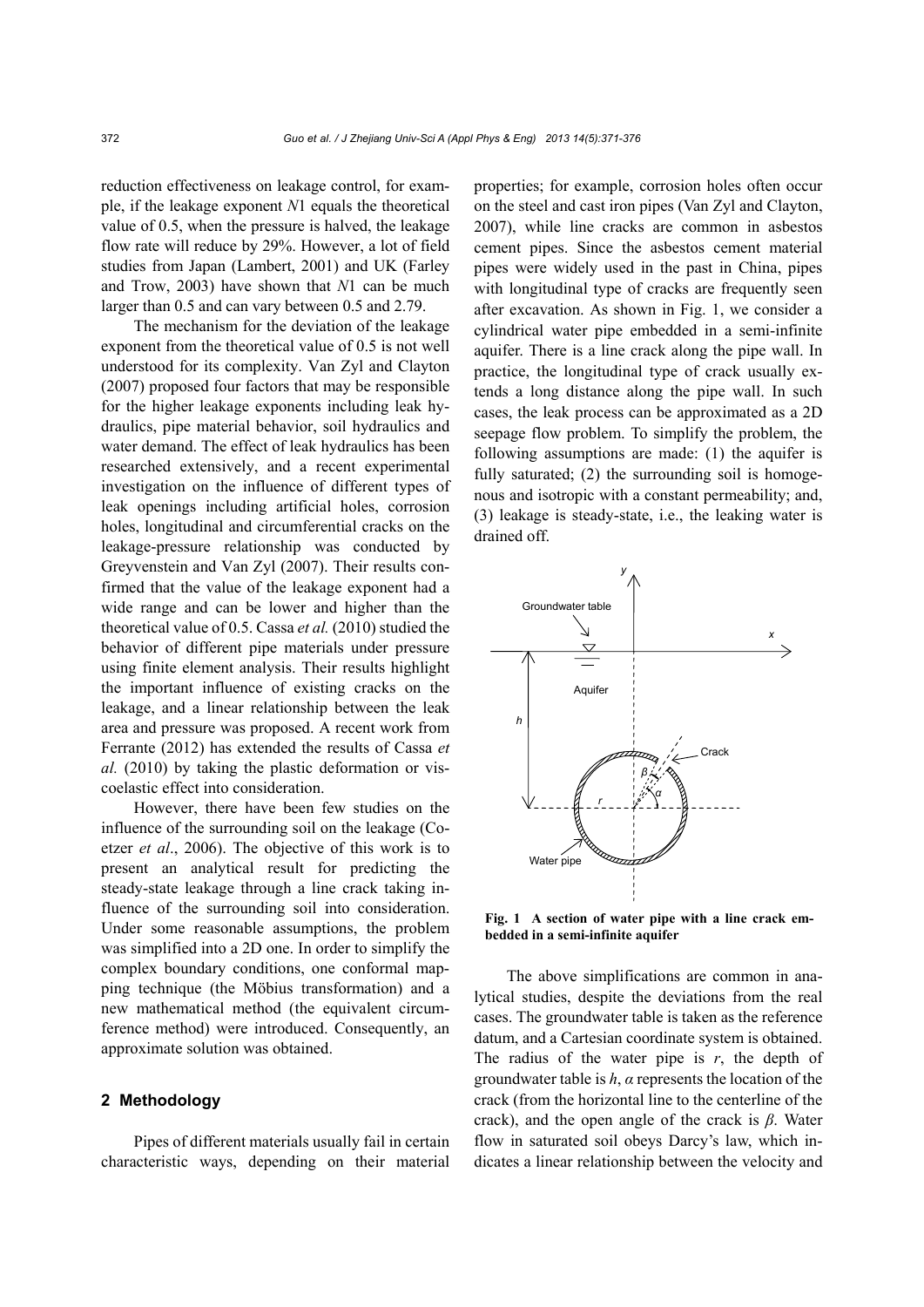reduction effectiveness on leakage control, for example, if the leakage exponent $N1$ equals the theoretical value of 0.5, when the pressure is halved, the leakage flow rate will reduce by 29%. However, a lot of field studies from Japan (Lambert, 2001) and UK (Farley and Trow, 2003) have shown that $N1$ can be much larger than 0.5 and can vary between 0.5 and 2.79.

The mechanism for the deviation of the leakage exponent from the theoretical value of 0.5 is not well understood for its complexity. Van Zyl and Clayton (2007) proposed four factors that may be responsible for the higher leakage exponents including leak hydraulics, pipe material behavior, soil hydraulics and water demand. The effect of leak hydraulics has been researched extensively, and a recent experimental investigation on the influence of different types of leak openings including artificial holes, corrosion holes, longitudinal and circumferential cracks on the leakage-pressure relationship was conducted by Greyvenstein and Van Zyl (2007). Their results confirmed that the value of the leakage exponent had a wide range and can be lower and higher than the theoretical value of 0.5. Cassa *et al.* (2010) studied the behavior of different pipe materials under pressure using finite element analysis. Their results highlight the important influence of existing cracks on the leakage, and a linear relationship between the leak area and pressure was proposed. A recent work from Ferrante (2012) has extended the results of Cassa *et al.* (2010) by taking the plastic deformation or viscoelastic effect into consideration.

However, there have been few studies on the influence of the surrounding soil on the leakage (Coetzer *et al*., 2006). The objective of this work is to present an analytical result for predicting the steady-state leakage through a line crack taking influence of the surrounding soil into consideration. Under some reasonable assumptions, the problem was simplified into a 2D one. In order to simplify the complex boundary conditions, one conformal mapping technique (the Möbius transformation) and a new mathematical method (the equivalent circumference method) were introduced. Consequently, an approximate solution was obtained.

## 2 Methodology

Pipes of different materials usually fail in certain characteristic ways, depending on their material properties; for example, corrosion holes often occur on the steel and cast iron pipes (Van Zyl and Clayton, 2007), while line cracks are common in asbestos cement pipes. Since the asbestos cement material pipes were widely used in the past in China, pipes with longitudinal type of cracks are frequently seen after excavation. As shown in Fig. 1, we consider a cylindrical water pipe embedded in a semi-infinite aquifer. There is a line crack along the pipe wall. In practice, the longitudinal type of crack usually extends a long distance along the pipe wall. In such cases, the leak process can be approximated as a 2D seepage flow problem. To simplify the problem, the following assumptions are made: (1) the aquifer is fully saturated; (2) the surrounding soil is homogenous and isotropic with a constant permeability; and, (3) leakage is steady-state, i.e., the leaking water is drained off.

**Fig. 1 A section of water pipe with a line crack embedded in a semi-infinite aquifer**

The above simplifications are common in analytical studies, despite the deviations from the real cases. The groundwater table is taken as the reference datum, and a Cartesian coordinate system is obtained. The radius of the water pipe is $r$, the depth of groundwater table is $h$, $\alpha$ represents the location of the crack (from the horizontal line to the centerline of the crack), and the open angle of the crack is $\beta$. Water flow in saturated soil obeys Darcy's law, which indicates a linear relationship between the velocity and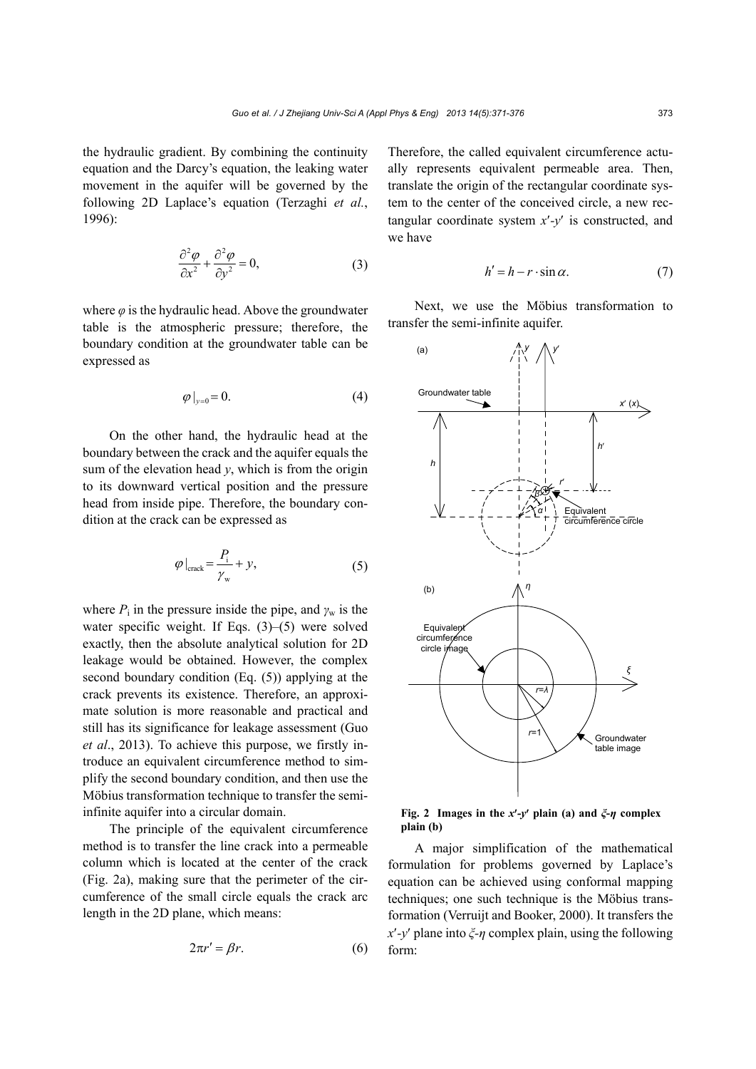the hydraulic gradient. By combining the continuity equation and the Darcy's equation, the leaking water movement in the aquifer will be governed by the following 2D Laplace's equation (Terzaghi *et al.*, 1996):

$$\frac{\partial^2 \varphi}{\partial x^2} + \frac{\partial^2 \varphi}{\partial y^2} = 0, \tag{3}$$

where $\varphi$ is the hydraulic head. Above the groundwater table is the atmospheric pressure; therefore, the boundary condition at the groundwater table can be expressed as

$$\varphi|_{y=0} = 0. \tag{4}$$

On the other hand, the hydraulic head at the boundary between the crack and the aquifer equals the sum of the elevation head $y$, which is from the origin to its downward vertical position and the pressure head from inside pipe. Therefore, the boundary condition at the crack can be expressed as

$$\varphi|_{\text{crack}} = \frac{P_{\text{i}}}{\gamma_{\text{w}}} + y, \tag{5}$$

where $P_{\text{i}}$ in the pressure inside the pipe, and $\gamma_{\text{w}}$ is the water specific weight. If Eqs. (3)–(5) were solved exactly, then the absolute analytical solution for 2D leakage would be obtained. However, the complex second boundary condition (Eq. (5)) applying at the crack prevents its existence. Therefore, an approximate solution is more reasonable and practical and still has its significance for leakage assessment (Guo *et al*., 2013). To achieve this purpose, we firstly introduce an equivalent circumference method to simplify the second boundary condition, and then use the Möbius transformation technique to transfer the semi-infinite aquifer into a circular domain.

The principle of the equivalent circumference method is to transfer the line crack into a permeable column which is located at the center of the crack (Fig. 2a), making sure that the perimeter of the circumference of the small circle equals the crack arc length in the 2D plane, which means:

$$2\pi r' = \beta r. \tag{6}$$

Therefore, the called equivalent circumference actually represents equivalent permeable area. Then, translate the origin of the rectangular coordinate system to the center of the conceived circle, a new rectangular coordinate system $x'$-$y'$ is constructed, and we have

$$h' = h - r \cdot \sin\alpha. \tag{7}$$

Next, we use the Möbius transformation to transfer the semi-infinite aquifer.

**Fig. 2 Images in the $x'$-$y'$ plain (a) and $\xi$-$\eta$ complex plain (b)**

A major simplification of the mathematical formulation for problems governed by Laplace's equation can be achieved using conformal mapping techniques; one such technique is the Möbius transformation (Verruijt and Booker, 2000). It transfers the $x'$-$y'$ plane into $\xi$-$\eta$ complex plain, using the following form: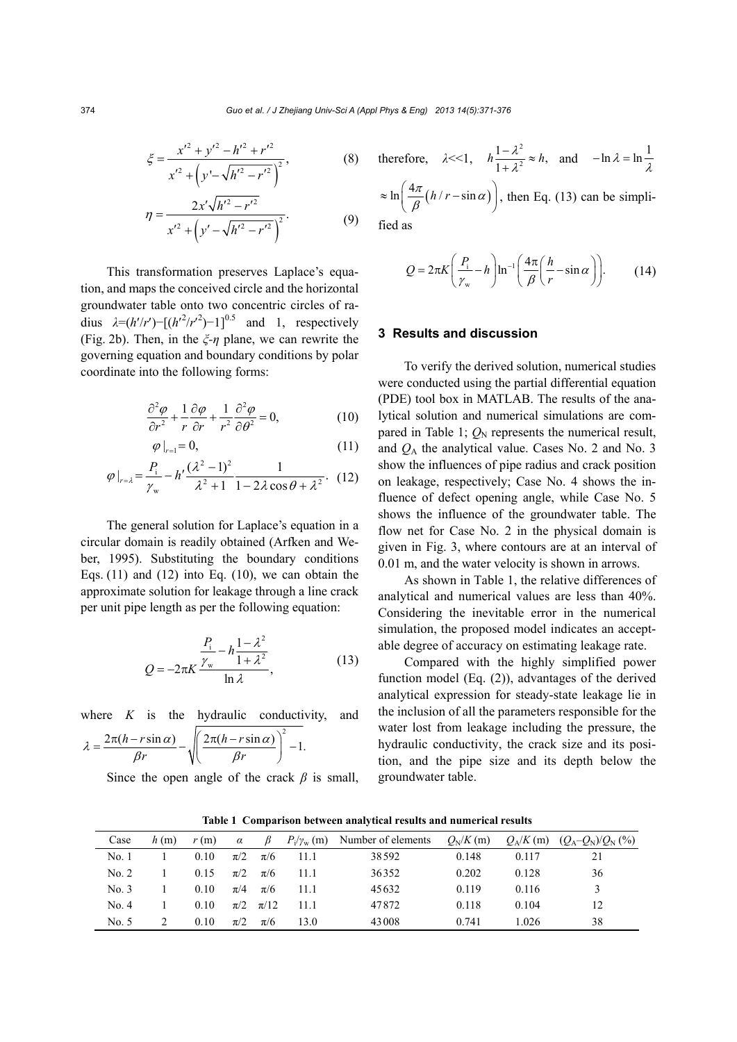$$\xi = \frac{x'^2 + y'^2 - h'^2 + r'^2}{x'^2 + \left(y' - \sqrt{h'^2 - r'^2}\right)^2}, \tag{8}$$

$$\eta = \frac{2x'\sqrt{h'^2 - r'^2}}{x'^2 + \left(y' - \sqrt{h'^2 - r'^2}\right)^2}. \tag{9}$$

This transformation preserves Laplace's equation, and maps the conceived circle and the horizontal groundwater table onto two concentric circles of radius $\lambda=(h'/r')-[(h'^2/r'^2)-1]^{0.5}$ and 1, respectively (Fig. 2b). Then, in the $\xi$-$\eta$ plane, we can rewrite the governing equation and boundary conditions by polar coordinate into the following forms:

$$\frac{\partial^2 \varphi}{\partial r^2} + \frac{1}{r}\frac{\partial \varphi}{\partial r} + \frac{1}{r^2}\frac{\partial^2 \varphi}{\partial \theta^2} = 0, \tag{10}$$

$$\varphi|_{r=1} = 0, \tag{11}$$

$$\varphi|_{r=\lambda} = \frac{P_{\mathrm{i}}}{\gamma_{\mathrm{w}}} - h'\frac{(\lambda^2-1)^2}{\lambda^2+1}\frac{1}{1-2\lambda\cos\theta+\lambda^2}. \tag{12}$$

The general solution for Laplace's equation in a circular domain is readily obtained (Arfken and Weber, 1995). Substituting the boundary conditions Eqs. (11) and (12) into Eq. (10), we can obtain the approximate solution for leakage through a line crack per unit pipe length as per the following equation:

$$Q = -2\pi K \frac{\dfrac{P_{\mathrm{i}}}{\gamma_{\mathrm{w}}} - h\dfrac{1-\lambda^2}{1+\lambda^2}}{\ln\lambda}, \tag{13}$$

where $K$ is the hydraulic conductivity, and $\lambda = \dfrac{2\pi(h - r\sin\alpha)}{\beta r} - \sqrt{\left(\dfrac{2\pi(h - r\sin\alpha)}{\beta r}\right)^2 - 1}.$

Since the open angle of the crack $\beta$ is small, therefore, $\lambda << 1$, $h\dfrac{1-\lambda^2}{1+\lambda^2} \approx h$, and $-\ln\lambda = \ln\dfrac{1}{\lambda} \approx \ln\left(\dfrac{4\pi}{\beta}\left(h/r - \sin\alpha\right)\right)$, then Eq. (13) can be simplified as

$$Q = 2\pi K\left(\frac{P_{\mathrm{i}}}{\gamma_{\mathrm{w}}} - h\right)\ln^{-1}\left(\frac{4\pi}{\beta}\left(\frac{h}{r} - \sin\alpha\right)\right). \tag{14}$$

## 3 Results and discussion

To verify the derived solution, numerical studies were conducted using the partial differential equation (PDE) tool box in MATLAB. The results of the analytical solution and numerical simulations are compared in Table 1; $Q_{\mathrm{N}}$ represents the numerical result, and $Q_{\mathrm{A}}$ the analytical value. Cases No. 2 and No. 3 show the influences of pipe radius and crack position on leakage, respectively; Case No. 4 shows the influence of defect opening angle, while Case No. 5 shows the influence of the groundwater table. The flow net for Case No. 2 in the physical domain is given in Fig. 3, where contours are at an interval of 0.01 m, and the water velocity is shown in arrows.

As shown in Table 1, the relative differences of analytical and numerical values are less than 40%. Considering the inevitable error in the numerical simulation, the proposed model indicates an acceptable degree of accuracy on estimating leakage rate.

Compared with the highly simplified power function model (Eq. (2)), advantages of the derived analytical expression for steady-state leakage lie in the inclusion of all the parameters responsible for the water lost from leakage including the pressure, the hydraulic conductivity, the crack size and its position, and the pipe size and its depth below the groundwater table.

**Table 1 Comparison between analytical results and numerical results**

| Case | $h$ (m) | $r$ (m) | $\alpha$ | $\beta$ | $P_{\mathrm{i}}/\gamma_{\mathrm{w}}$ (m) | Number of elements | $Q_{\mathrm{N}}/K$ (m) | $Q_{\mathrm{A}}/K$ (m) | $(Q_{\mathrm{A}}-Q_{\mathrm{N}})/Q_{\mathrm{N}}$ (%) |
|---|---|---|---|---|---|---|---|---|---|
| No. 1 | 1 | 0.10 | $\pi/2$ | $\pi/6$ | 11.1 | 38592 | 0.148 | 0.117 | 21 |
| No. 2 | 1 | 0.15 | $\pi/2$ | $\pi/6$ | 11.1 | 36352 | 0.202 | 0.128 | 36 |
| No. 3 | 1 | 0.10 | $\pi/4$ | $\pi/6$ | 11.1 | 45632 | 0.119 | 0.116 | 3 |
| No. 4 | 1 | 0.10 | $\pi/2$ | $\pi/12$ | 11.1 | 47872 | 0.118 | 0.104 | 12 |
| No. 5 | 2 | 0.10 | $\pi/2$ | $\pi/6$ | 13.0 | 43008 | 0.741 | 1.026 | 38 |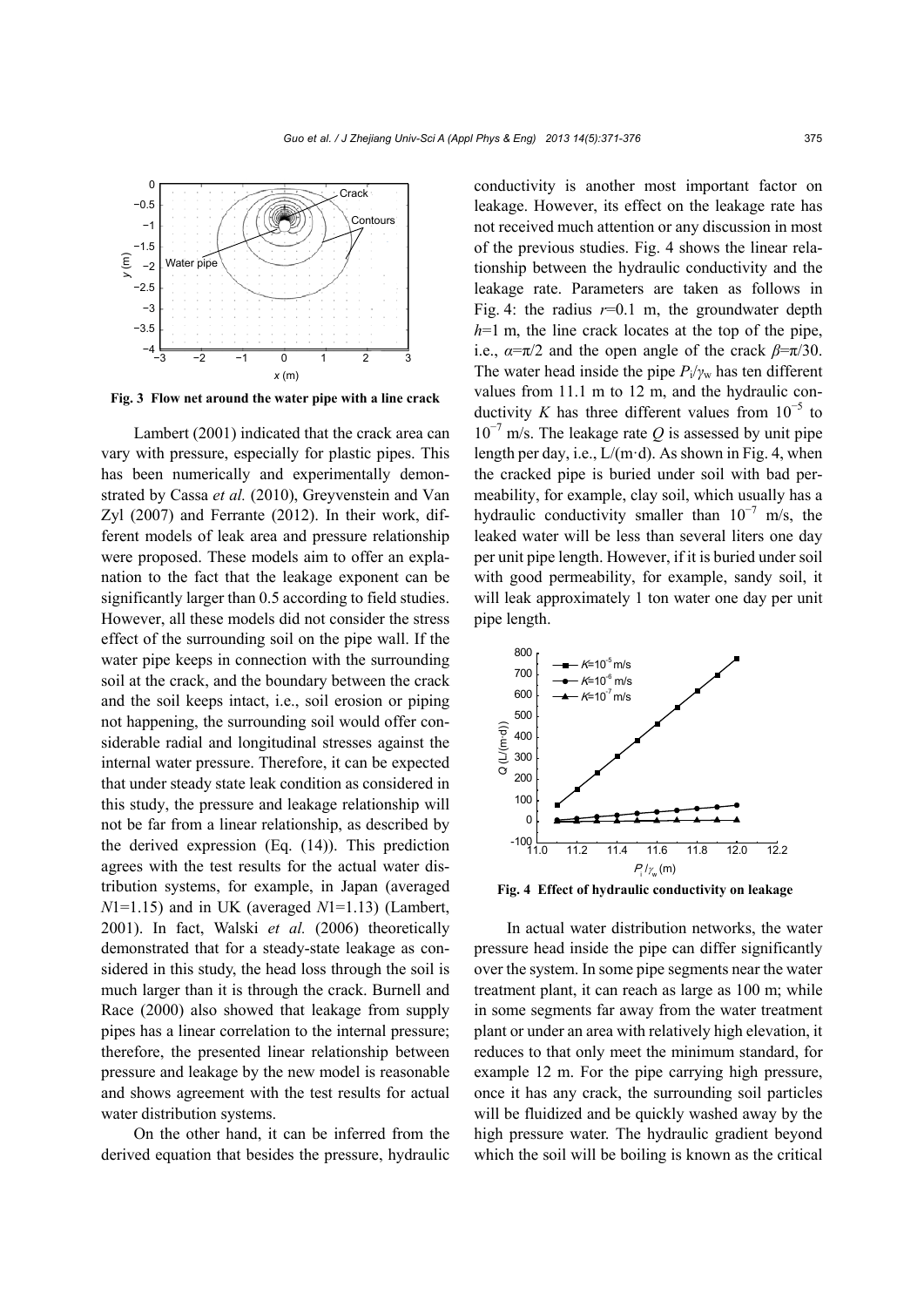Fig. 3 Flow net around the water pipe with a line crack

Lambert (2001) indicated that the crack area can vary with pressure, especially for plastic pipes. This has been numerically and experimentally demonstrated by Cassa *et al.* (2010), Greyvenstein and Van Zyl (2007) and Ferrante (2012). In their work, different models of leak area and pressure relationship were proposed. These models aim to offer an explanation to the fact that the leakage exponent can be significantly larger than 0.5 according to field studies. However, all these models did not consider the stress effect of the surrounding soil on the pipe wall. If the water pipe keeps in connection with the surrounding soil at the crack, and the boundary between the crack and the soil keeps intact, i.e., soil erosion or piping not happening, the surrounding soil would offer considerable radial and longitudinal stresses against the internal water pressure. Therefore, it can be expected that under steady state leak condition as considered in this study, the pressure and leakage relationship will not be far from a linear relationship, as described by the derived expression (Eq. (14)). This prediction agrees with the test results for the actual water distribution systems, for example, in Japan (averaged $N1=1.15$) and in UK (averaged $N1=1.13$) (Lambert, 2001). In fact, Walski *et al.* (2006) theoretically demonstrated that for a steady-state leakage as considered in this study, the head loss through the soil is much larger than it is through the crack. Burnell and Race (2000) also showed that leakage from supply pipes has a linear correlation to the internal pressure; therefore, the presented linear relationship between pressure and leakage by the new model is reasonable and shows agreement with the test results for actual water distribution systems.

On the other hand, it can be inferred from the derived equation that besides the pressure, hydraulic conductivity is another most important factor on leakage. However, its effect on the leakage rate has not received much attention or any discussion in most of the previous studies. Fig. 4 shows the linear relationship between the hydraulic conductivity and the leakage rate. Parameters are taken as follows in Fig. 4: the radius $r=0.1$ m, the groundwater depth $h=1$ m, the line crack locates at the top of the pipe, i.e., $\alpha=\pi/2$ and the open angle of the crack $\beta=\pi/30$. The water head inside the pipe $P_i/\gamma_w$ has ten different values from 11.1 m to 12 m, and the hydraulic conductivity $K$ has three different values from $10^{-5}$ to $10^{-7}$ m/s. The leakage rate $Q$ is assessed by unit pipe length per day, i.e., L/(m·d). As shown in Fig. 4, when the cracked pipe is buried under soil with bad permeability, for example, clay soil, which usually has a hydraulic conductivity smaller than $10^{-7}$ m/s, the leaked water will be less than several liters one day per unit pipe length. However, if it is buried under soil with good permeability, for example, sandy soil, it will leak approximately 1 ton water one day per unit pipe length.

Fig. 4 Effect of hydraulic conductivity on leakage

In actual water distribution networks, the water pressure head inside the pipe can differ significantly over the system. In some pipe segments near the water treatment plant, it can reach as large as 100 m; while in some segments far away from the water treatment plant or under an area with relatively high elevation, it reduces to that only meet the minimum standard, for example 12 m. For the pipe carrying high pressure, once it has any crack, the surrounding soil particles will be fluidized and be quickly washed away by the high pressure water. The hydraulic gradient beyond which the soil will be boiling is known as the critical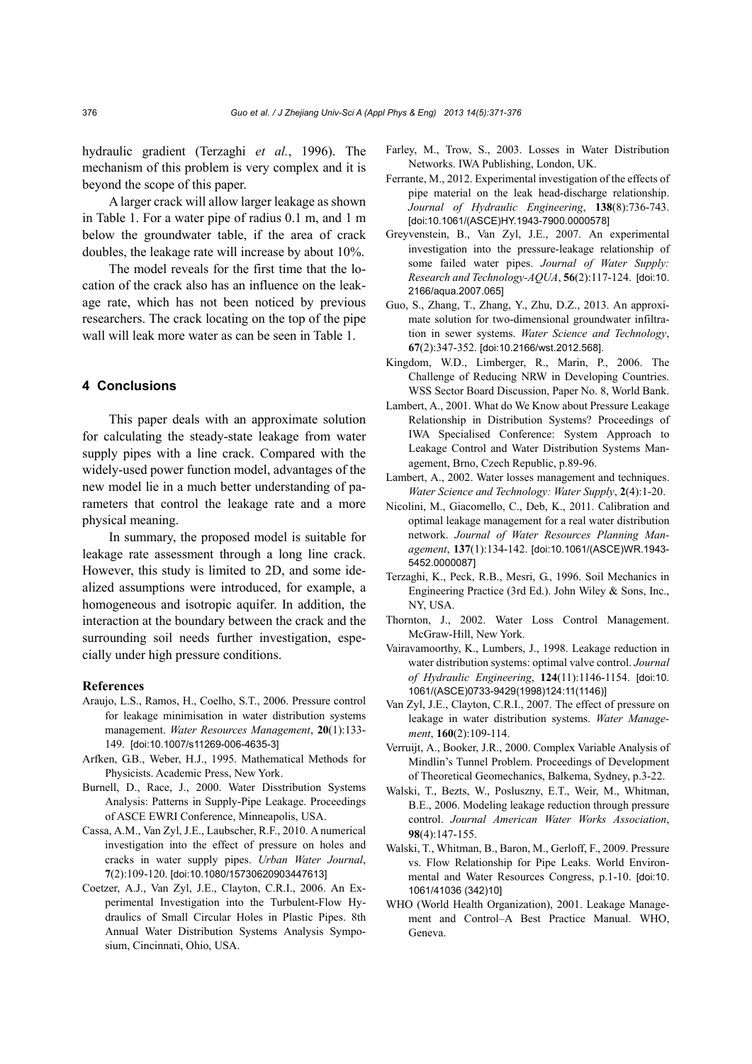hydraulic gradient (Terzaghi *et al.*, 1996). The mechanism of this problem is very complex and it is beyond the scope of this paper.

A larger crack will allow larger leakage as shown in Table 1. For a water pipe of radius 0.1 m, and 1 m below the groundwater table, if the area of crack doubles, the leakage rate will increase by about 10%.

The model reveals for the first time that the location of the crack also has an influence on the leakage rate, which has not been noticed by previous researchers. The crack locating on the top of the pipe wall will leak more water as can be seen in Table 1.

## 4 Conclusions

This paper deals with an approximate solution for calculating the steady-state leakage from water supply pipes with a line crack. Compared with the widely-used power function model, advantages of the new model lie in a much better understanding of parameters that control the leakage rate and a more physical meaning.

In summary, the proposed model is suitable for leakage rate assessment through a long line crack. However, this study is limited to 2D, and some idealized assumptions were introduced, for example, a homogeneous and isotropic aquifer. In addition, the interaction at the boundary between the crack and the surrounding soil needs further investigation, especially under high pressure conditions.

### References

Araujo, L.S., Ramos, H., Coelho, S.T., 2006. Pressure control for leakage minimisation in water distribution systems management. *Water Resources Management*, **20**(1):133-149. [doi:10.1007/s11269-006-4635-3]

Arfken, G.B., Weber, H.J., 1995. Mathematical Methods for Physicists. Academic Press, New York.

Burnell, D., Race, J., 2000. Water Disstribution Systems Analysis: Patterns in Supply-Pipe Leakage. Proceedings of ASCE EWRI Conference, Minneapolis, USA.

Cassa, A.M., Van Zyl, J.E., Laubscher, R.F., 2010. A numerical investigation into the effect of pressure on holes and cracks in water supply pipes. *Urban Water Journal*, **7**(2):109-120. [doi:10.1080/15730620903447613]

Coetzer, A.J., Van Zyl, J.E., Clayton, C.R.I., 2006. An Experimental Investigation into the Turbulent-Flow Hydraulics of Small Circular Holes in Plastic Pipes. 8th Annual Water Distribution Systems Analysis Symposium, Cincinnati, Ohio, USA.

Farley, M., Trow, S., 2003. Losses in Water Distribution Networks. IWA Publishing, London, UK.

Ferrante, M., 2012. Experimental investigation of the effects of pipe material on the leak head-discharge relationship. *Journal of Hydraulic Engineering*, **138**(8):736-743. [doi:10.1061/(ASCE)HY.1943-7900.0000578]

Greyvenstein, B., Van Zyl, J.E., 2007. An experimental investigation into the pressure-leakage relationship of some failed water pipes. *Journal of Water Supply: Research and Technology-AQUA*, **56**(2):117-124. [doi:10.2166/aqua.2007.065]

Guo, S., Zhang, T., Zhang, Y., Zhu, D.Z., 2013. An approximate solution for two-dimensional groundwater infiltration in sewer systems. *Water Science and Technology*, **67**(2):347-352. [doi:10.2166/wst.2012.568].

Kingdom, W.D., Limberger, R., Marin, P., 2006. The Challenge of Reducing NRW in Developing Countries. WSS Sector Board Discussion, Paper No. 8, World Bank.

Lambert, A., 2001. What do We Know about Pressure Leakage Relationship in Distribution Systems? Proceedings of IWA Specialised Conference: System Approach to Leakage Control and Water Distribution Systems Management, Brno, Czech Republic, p.89-96.

Lambert, A., 2002. Water losses management and techniques. *Water Science and Technology: Water Supply*, **2**(4):1-20.

Nicolini, M., Giacomello, C., Deb, K., 2011. Calibration and optimal leakage management for a real water distribution network. *Journal of Water Resources Planning Management*, **137**(1):134-142. [doi:10.1061/(ASCE)WR.1943-5452.0000087]

Terzaghi, K., Peck, R.B., Mesri, G., 1996. Soil Mechanics in Engineering Practice (3rd Ed.). John Wiley & Sons, Inc., NY, USA.

Thornton, J., 2002. Water Loss Control Management. McGraw-Hill, New York.

Vairavamoorthy, K., Lumbers, J., 1998. Leakage reduction in water distribution systems: optimal valve control. *Journal of Hydraulic Engineering*, **124**(11):1146-1154. [doi:10.1061/(ASCE)0733-9429(1998)124:11(1146)]

Van Zyl, J.E., Clayton, C.R.I., 2007. The effect of pressure on leakage in water distribution systems. *Water Management*, **160**(2):109-114.

Verruijt, A., Booker, J.R., 2000. Complex Variable Analysis of Mindlin's Tunnel Problem. Proceedings of Development of Theoretical Geomechanics, Balkema, Sydney, p.3-22.

Walski, T., Bezts, W., Posluszny, E.T., Weir, M., Whitman, B.E., 2006. Modeling leakage reduction through pressure control. *Journal American Water Works Association*, **98**(4):147-155.

Walski, T., Whitman, B., Baron, M., Gerloff, F., 2009. Pressure vs. Flow Relationship for Pipe Leaks. World Environmental and Water Resources Congress, p.1-10. [doi:10.1061/41036 (342)10]

WHO (World Health Organization), 2001. Leakage Management and Control–A Best Practice Manual. WHO, Geneva.